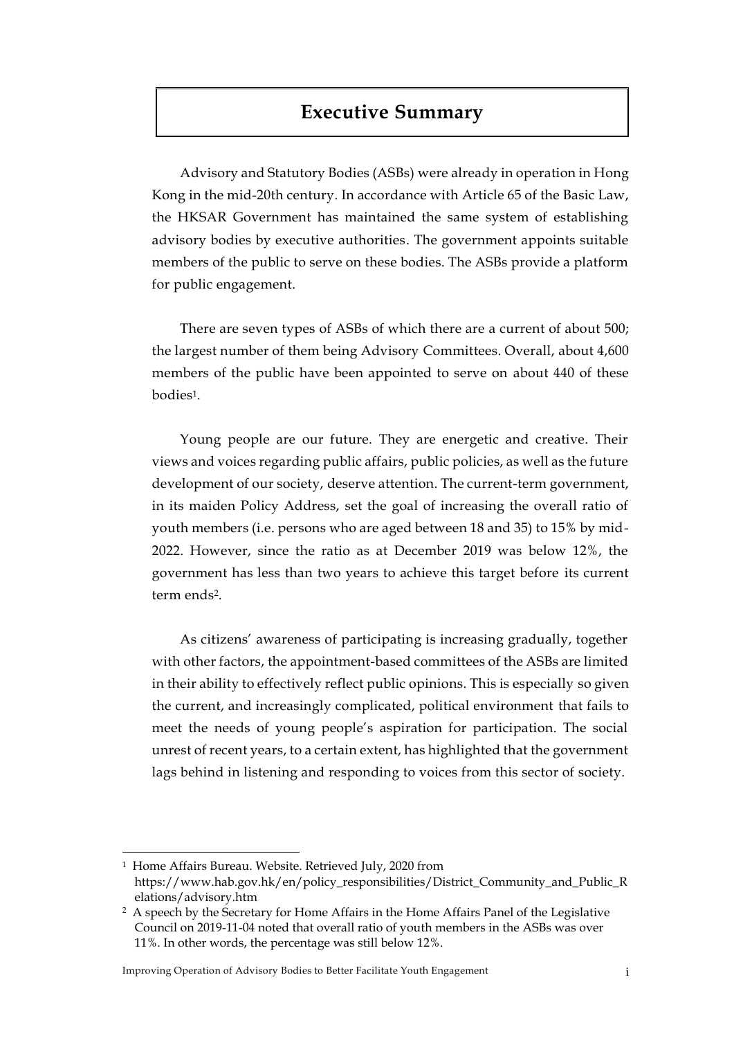# Executive Summary

Advisory and Statutory Bodies (ASBs) were already in operation in Hong Kong in the mid-20th century. In accordance with Article 65 of the Basic Law, the HKSAR Government has maintained the same system of establishing advisory bodies by executive authorities. The government appoints suitable members of the public to serve on these bodies. The ASBs provide a platform for public engagement.

There are seven types of ASBs of which there are a current of about 500; the largest number of them being Advisory Committees. Overall, about 4,600 members of the public have been appointed to serve on about 440 of these bodies[1].

Young people are our future. They are energetic and creative. Their views and voices regarding public affairs, public policies, as well as the future development of our society, deserve attention. The current-term government, in its maiden Policy Address, set the goal of increasing the overall ratio of youth members (i.e. persons who are aged between 18 and 35) to 15% by mid-2022. However, since the ratio as at December 2019 was below 12%, the government has less than two years to achieve this target before its current term ends[2].

As citizens' awareness of participating is increasing gradually, together with other factors, the appointment-based committees of the ASBs are limited in their ability to effectively reflect public opinions. This is especially so given the current, and increasingly complicated, political environment that fails to meet the needs of young people's aspiration for participation. The social unrest of recent years, to a certain extent, has highlighted that the government lags behind in listening and responding to voices from this sector of society.

---

[1] Home Affairs Bureau. Website. Retrieved July, 2020 from https://www.hab.gov.hk/en/policy_responsibilities/District_Community_and_Public_Relations/advisory.htm

[2] A speech by the Secretary for Home Affairs in the Home Affairs Panel of the Legislative Council on 2019-11-04 noted that overall ratio of youth members in the ASBs was over 11%. In other words, the percentage was still below 12%.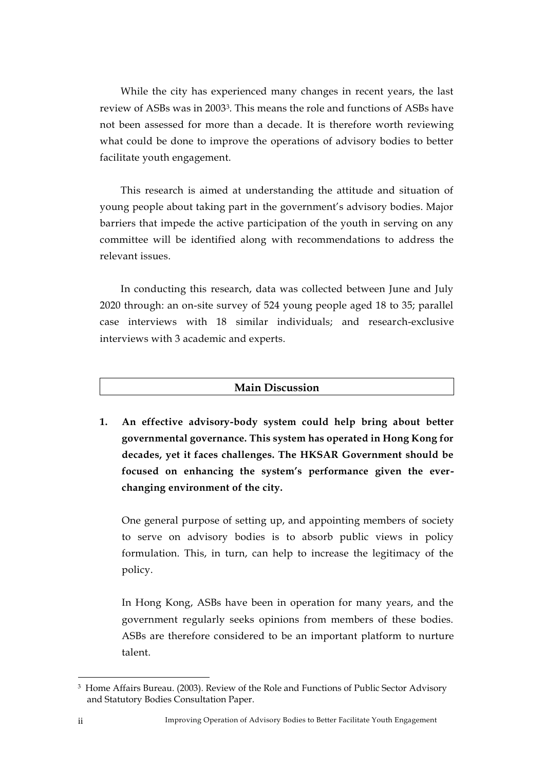While the city has experienced many changes in recent years, the last review of ASBs was in 2003[3]. This means the role and functions of ASBs have not been assessed for more than a decade. It is therefore worth reviewing what could be done to improve the operations of advisory bodies to better facilitate youth engagement.

This research is aimed at understanding the attitude and situation of young people about taking part in the government's advisory bodies. Major barriers that impede the active participation of the youth in serving on any committee will be identified along with recommendations to address the relevant issues.

In conducting this research, data was collected between June and July 2020 through: an on-site survey of 524 young people aged 18 to 35; parallel case interviews with 18 similar individuals; and research-exclusive interviews with 3 academic and experts.

## Main Discussion

1. **An effective advisory-body system could help bring about better governmental governance. This system has operated in Hong Kong for decades, yet it faces challenges. The HKSAR Government should be focused on enhancing the system's performance given the ever-changing environment of the city.**

   One general purpose of setting up, and appointing members of society to serve on advisory bodies is to absorb public views in policy formulation. This, in turn, can help to increase the legitimacy of the policy.

   In Hong Kong, ASBs have been in operation for many years, and the government regularly seeks opinions from members of these bodies. ASBs are therefore considered to be an important platform to nurture talent.

---

[3] Home Affairs Bureau. (2003). Review of the Role and Functions of Public Sector Advisory and Statutory Bodies Consultation Paper.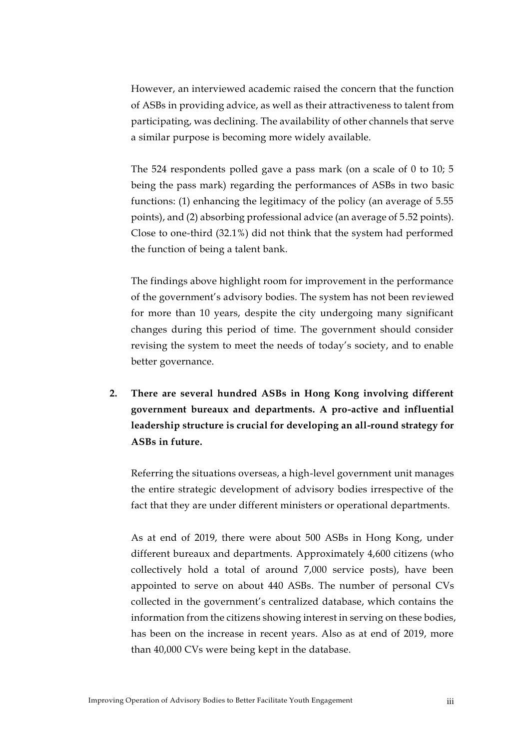However, an interviewed academic raised the concern that the function of ASBs in providing advice, as well as their attractiveness to talent from participating, was declining. The availability of other channels that serve a similar purpose is becoming more widely available.

The 524 respondents polled gave a pass mark (on a scale of 0 to 10; 5 being the pass mark) regarding the performances of ASBs in two basic functions: (1) enhancing the legitimacy of the policy (an average of 5.55 points), and (2) absorbing professional advice (an average of 5.52 points). Close to one-third (32.1%) did not think that the system had performed the function of being a talent bank.

The findings above highlight room for improvement in the performance of the government's advisory bodies. The system has not been reviewed for more than 10 years, despite the city undergoing many significant changes during this period of time. The government should consider revising the system to meet the needs of today's society, and to enable better governance.

2. **There are several hundred ASBs in Hong Kong involving different government bureaux and departments. A pro-active and influential leadership structure is crucial for developing an all-round strategy for ASBs in future.**

   Referring the situations overseas, a high-level government unit manages the entire strategic development of advisory bodies irrespective of the fact that they are under different ministers or operational departments.

   As at end of 2019, there were about 500 ASBs in Hong Kong, under different bureaux and departments. Approximately 4,600 citizens (who collectively hold a total of around 7,000 service posts), have been appointed to serve on about 440 ASBs. The number of personal CVs collected in the government's centralized database, which contains the information from the citizens showing interest in serving on these bodies, has been on the increase in recent years. Also as at end of 2019, more than 40,000 CVs were being kept in the database.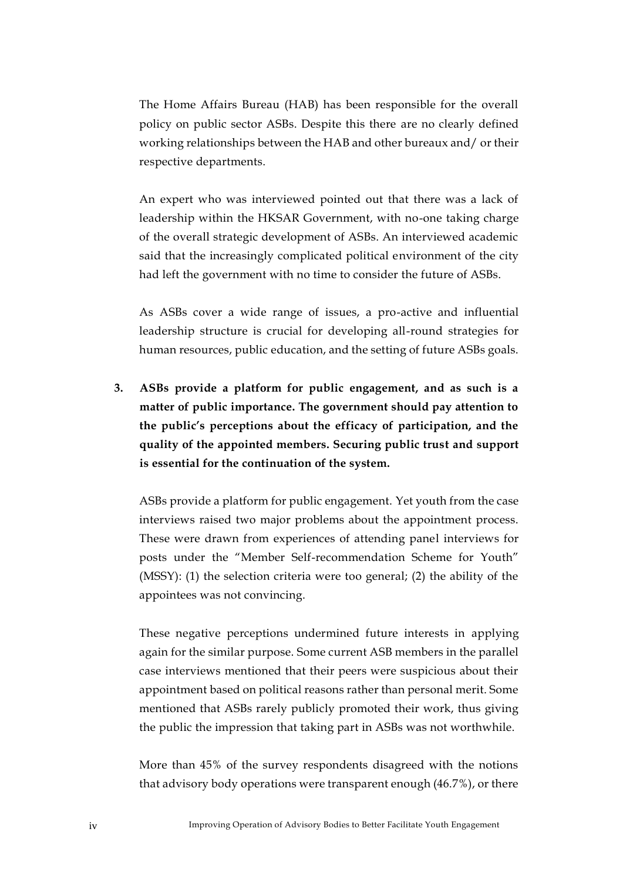The Home Affairs Bureau (HAB) has been responsible for the overall policy on public sector ASBs. Despite this there are no clearly defined working relationships between the HAB and other bureaux and/ or their respective departments.

An expert who was interviewed pointed out that there was a lack of leadership within the HKSAR Government, with no-one taking charge of the overall strategic development of ASBs. An interviewed academic said that the increasingly complicated political environment of the city had left the government with no time to consider the future of ASBs.

As ASBs cover a wide range of issues, a pro-active and influential leadership structure is crucial for developing all-round strategies for human resources, public education, and the setting of future ASBs goals.

3. **ASBs provide a platform for public engagement, and as such is a matter of public importance. The government should pay attention to the public's perceptions about the efficacy of participation, and the quality of the appointed members. Securing public trust and support is essential for the continuation of the system.**

   ASBs provide a platform for public engagement. Yet youth from the case interviews raised two major problems about the appointment process. These were drawn from experiences of attending panel interviews for posts under the "Member Self-recommendation Scheme for Youth" (MSSY): (1) the selection criteria were too general; (2) the ability of the appointees was not convincing.

   These negative perceptions undermined future interests in applying again for the similar purpose. Some current ASB members in the parallel case interviews mentioned that their peers were suspicious about their appointment based on political reasons rather than personal merit. Some mentioned that ASBs rarely publicly promoted their work, thus giving the public the impression that taking part in ASBs was not worthwhile.

   More than 45% of the survey respondents disagreed with the notions that advisory body operations were transparent enough (46.7%), or there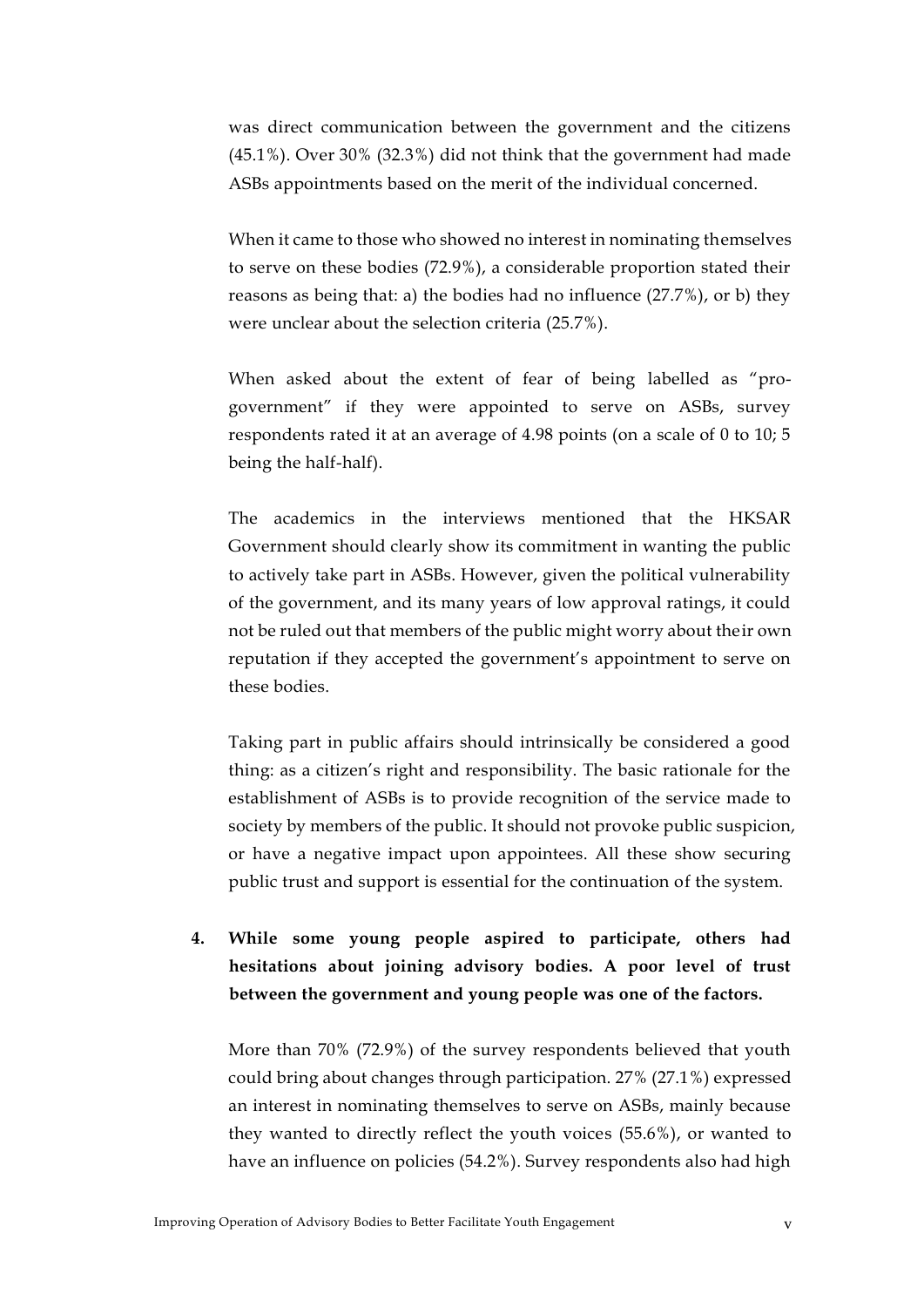was direct communication between the government and the citizens (45.1%). Over 30% (32.3%) did not think that the government had made ASBs appointments based on the merit of the individual concerned.

When it came to those who showed no interest in nominating themselves to serve on these bodies (72.9%), a considerable proportion stated their reasons as being that: a) the bodies had no influence (27.7%), or b) they were unclear about the selection criteria (25.7%).

When asked about the extent of fear of being labelled as "pro-government" if they were appointed to serve on ASBs, survey respondents rated it at an average of 4.98 points (on a scale of 0 to 10; 5 being the half-half).

The academics in the interviews mentioned that the HKSAR Government should clearly show its commitment in wanting the public to actively take part in ASBs. However, given the political vulnerability of the government, and its many years of low approval ratings, it could not be ruled out that members of the public might worry about their own reputation if they accepted the government's appointment to serve on these bodies.

Taking part in public affairs should intrinsically be considered a good thing: as a citizen's right and responsibility. The basic rationale for the establishment of ASBs is to provide recognition of the service made to society by members of the public. It should not provoke public suspicion, or have a negative impact upon appointees. All these show securing public trust and support is essential for the continuation of the system.

4. **While some young people aspired to participate, others had hesitations about joining advisory bodies. A poor level of trust between the government and young people was one of the factors.**

More than 70% (72.9%) of the survey respondents believed that youth could bring about changes through participation. 27% (27.1%) expressed an interest in nominating themselves to serve on ASBs, mainly because they wanted to directly reflect the youth voices (55.6%), or wanted to have an influence on policies (54.2%). Survey respondents also had high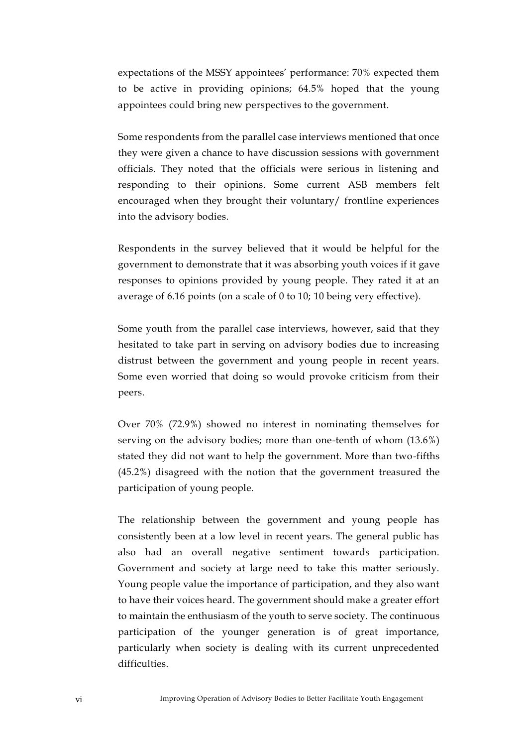expectations of the MSSY appointees' performance: 70% expected them to be active in providing opinions; 64.5% hoped that the young appointees could bring new perspectives to the government.

Some respondents from the parallel case interviews mentioned that once they were given a chance to have discussion sessions with government officials. They noted that the officials were serious in listening and responding to their opinions. Some current ASB members felt encouraged when they brought their voluntary/ frontline experiences into the advisory bodies.

Respondents in the survey believed that it would be helpful for the government to demonstrate that it was absorbing youth voices if it gave responses to opinions provided by young people. They rated it at an average of 6.16 points (on a scale of 0 to 10; 10 being very effective).

Some youth from the parallel case interviews, however, said that they hesitated to take part in serving on advisory bodies due to increasing distrust between the government and young people in recent years. Some even worried that doing so would provoke criticism from their peers.

Over 70% (72.9%) showed no interest in nominating themselves for serving on the advisory bodies; more than one-tenth of whom (13.6%) stated they did not want to help the government. More than two-fifths (45.2%) disagreed with the notion that the government treasured the participation of young people.

The relationship between the government and young people has consistently been at a low level in recent years. The general public has also had an overall negative sentiment towards participation. Government and society at large need to take this matter seriously. Young people value the importance of participation, and they also want to have their voices heard. The government should make a greater effort to maintain the enthusiasm of the youth to serve society. The continuous participation of the younger generation is of great importance, particularly when society is dealing with its current unprecedented difficulties.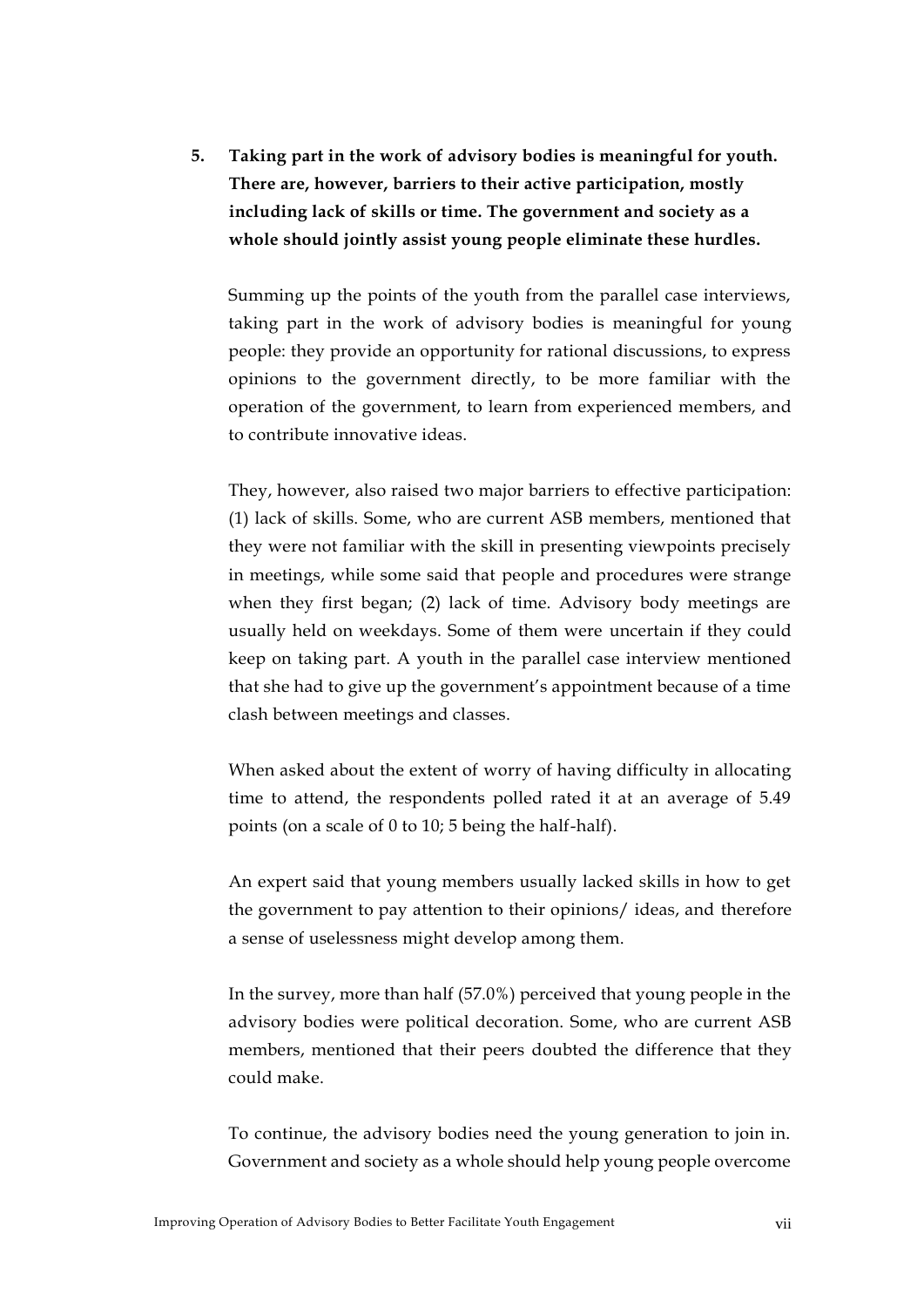5. **Taking part in the work of advisory bodies is meaningful for youth. There are, however, barriers to their active participation, mostly including lack of skills or time. The government and society as a whole should jointly assist young people eliminate these hurdles.**

Summing up the points of the youth from the parallel case interviews, taking part in the work of advisory bodies is meaningful for young people: they provide an opportunity for rational discussions, to express opinions to the government directly, to be more familiar with the operation of the government, to learn from experienced members, and to contribute innovative ideas.

They, however, also raised two major barriers to effective participation: (1) lack of skills. Some, who are current ASB members, mentioned that they were not familiar with the skill in presenting viewpoints precisely in meetings, while some said that people and procedures were strange when they first began; (2) lack of time. Advisory body meetings are usually held on weekdays. Some of them were uncertain if they could keep on taking part. A youth in the parallel case interview mentioned that she had to give up the government's appointment because of a time clash between meetings and classes.

When asked about the extent of worry of having difficulty in allocating time to attend, the respondents polled rated it at an average of 5.49 points (on a scale of 0 to 10; 5 being the half-half).

An expert said that young members usually lacked skills in how to get the government to pay attention to their opinions/ ideas, and therefore a sense of uselessness might develop among them.

In the survey, more than half (57.0%) perceived that young people in the advisory bodies were political decoration. Some, who are current ASB members, mentioned that their peers doubted the difference that they could make.

To continue, the advisory bodies need the young generation to join in. Government and society as a whole should help young people overcome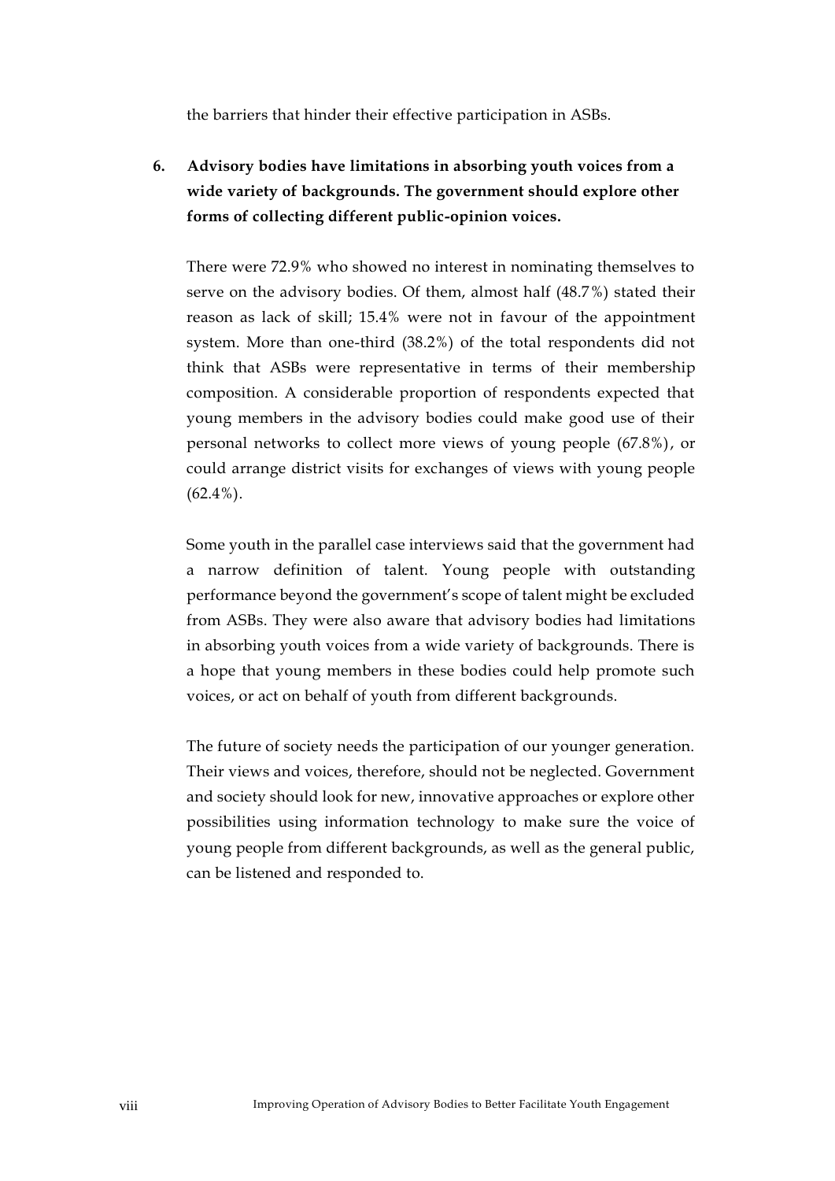the barriers that hinder their effective participation in ASBs.

6. **Advisory bodies have limitations in absorbing youth voices from a wide variety of backgrounds. The government should explore other forms of collecting different public-opinion voices.**

   There were 72.9% who showed no interest in nominating themselves to serve on the advisory bodies. Of them, almost half (48.7%) stated their reason as lack of skill; 15.4% were not in favour of the appointment system. More than one-third (38.2%) of the total respondents did not think that ASBs were representative in terms of their membership composition. A considerable proportion of respondents expected that young members in the advisory bodies could make good use of their personal networks to collect more views of young people (67.8%), or could arrange district visits for exchanges of views with young people (62.4%).

   Some youth in the parallel case interviews said that the government had a narrow definition of talent. Young people with outstanding performance beyond the government's scope of talent might be excluded from ASBs. They were also aware that advisory bodies had limitations in absorbing youth voices from a wide variety of backgrounds. There is a hope that young members in these bodies could help promote such voices, or act on behalf of youth from different backgrounds.

   The future of society needs the participation of our younger generation. Their views and voices, therefore, should not be neglected. Government and society should look for new, innovative approaches or explore other possibilities using information technology to make sure the voice of young people from different backgrounds, as well as the general public, can be listened and responded to.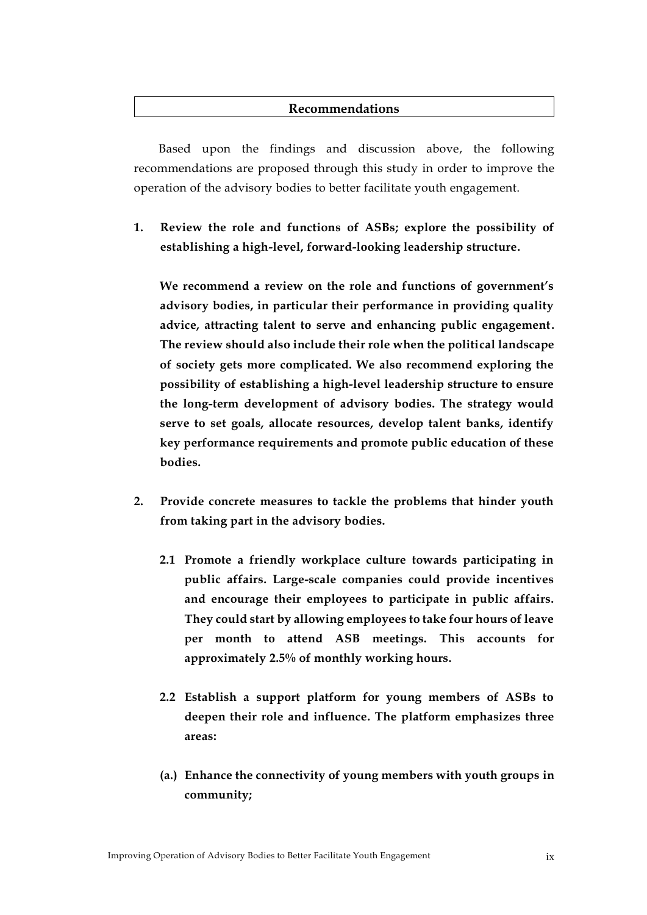## Recommendations

Based upon the findings and discussion above, the following recommendations are proposed through this study in order to improve the operation of the advisory bodies to better facilitate youth engagement.

1. **Review the role and functions of ASBs; explore the possibility of establishing a high-level, forward-looking leadership structure.**

   **We recommend a review on the role and functions of government's advisory bodies, in particular their performance in providing quality advice, attracting talent to serve and enhancing public engagement. The review should also include their role when the political landscape of society gets more complicated. We also recommend exploring the possibility of establishing a high-level leadership structure to ensure the long-term development of advisory bodies. The strategy would serve to set goals, allocate resources, develop talent banks, identify key performance requirements and promote public education of these bodies.**

2. **Provide concrete measures to tackle the problems that hinder youth from taking part in the advisory bodies.**

   **2.1 Promote a friendly workplace culture towards participating in public affairs. Large-scale companies could provide incentives and encourage their employees to participate in public affairs. They could start by allowing employees to take four hours of leave per month to attend ASB meetings. This accounts for approximately 2.5% of monthly working hours.**

   **2.2 Establish a support platform for young members of ASBs to deepen their role and influence. The platform emphasizes three areas:**

   **(a.) Enhance the connectivity of young members with youth groups in community;**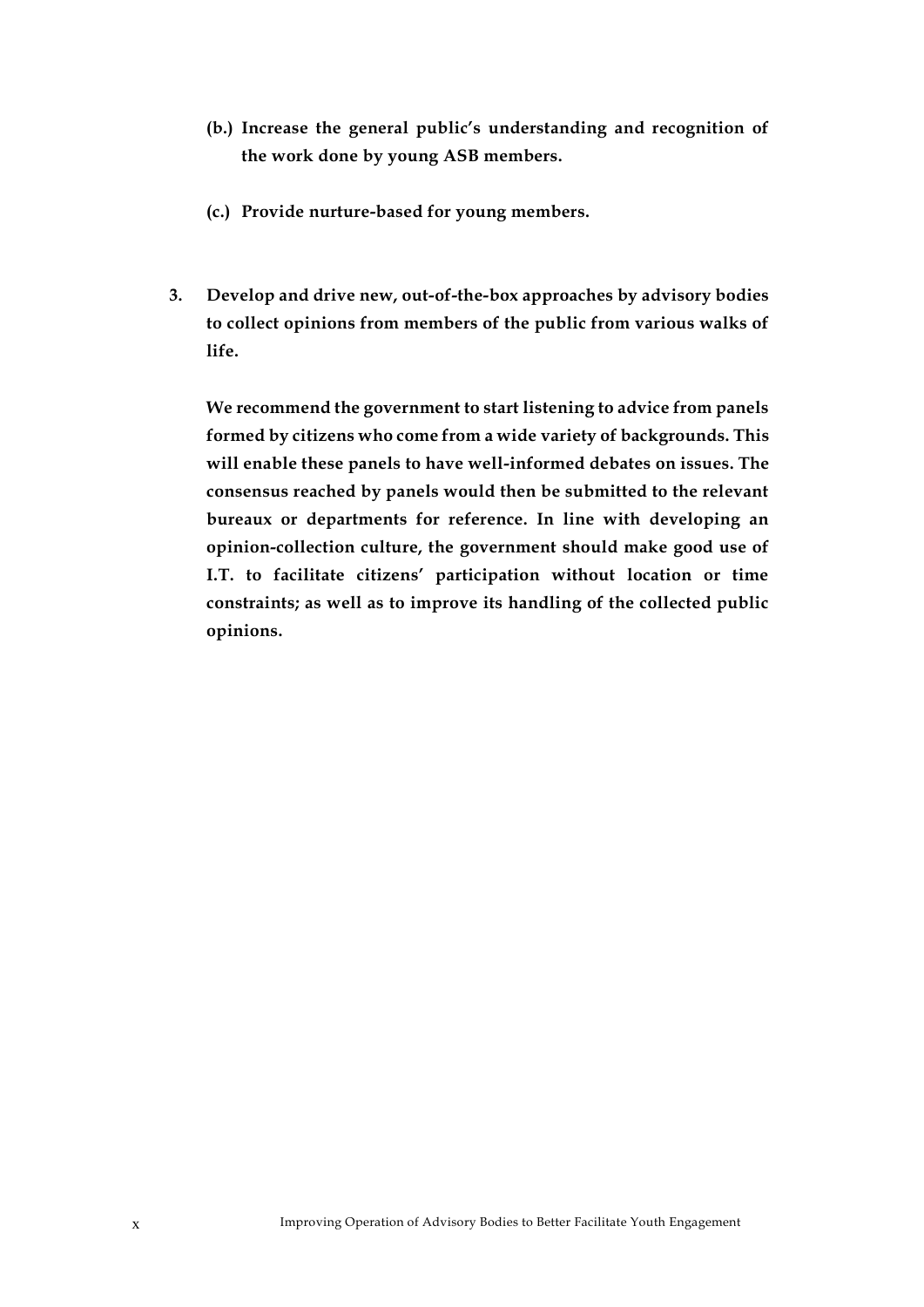**(b.) Increase the general public's understanding and recognition of the work done by young ASB members.**

**(c.) Provide nurture-based for young members.**

**3. Develop and drive new, out-of-the-box approaches by advisory bodies to collect opinions from members of the public from various walks of life.**

**We recommend the government to start listening to advice from panels formed by citizens who come from a wide variety of backgrounds. This will enable these panels to have well-informed debates on issues. The consensus reached by panels would then be submitted to the relevant bureaux or departments for reference. In line with developing an opinion-collection culture, the government should make good use of I.T. to facilitate citizens' participation without location or time constraints; as well as to improve its handling of the collected public opinions.**